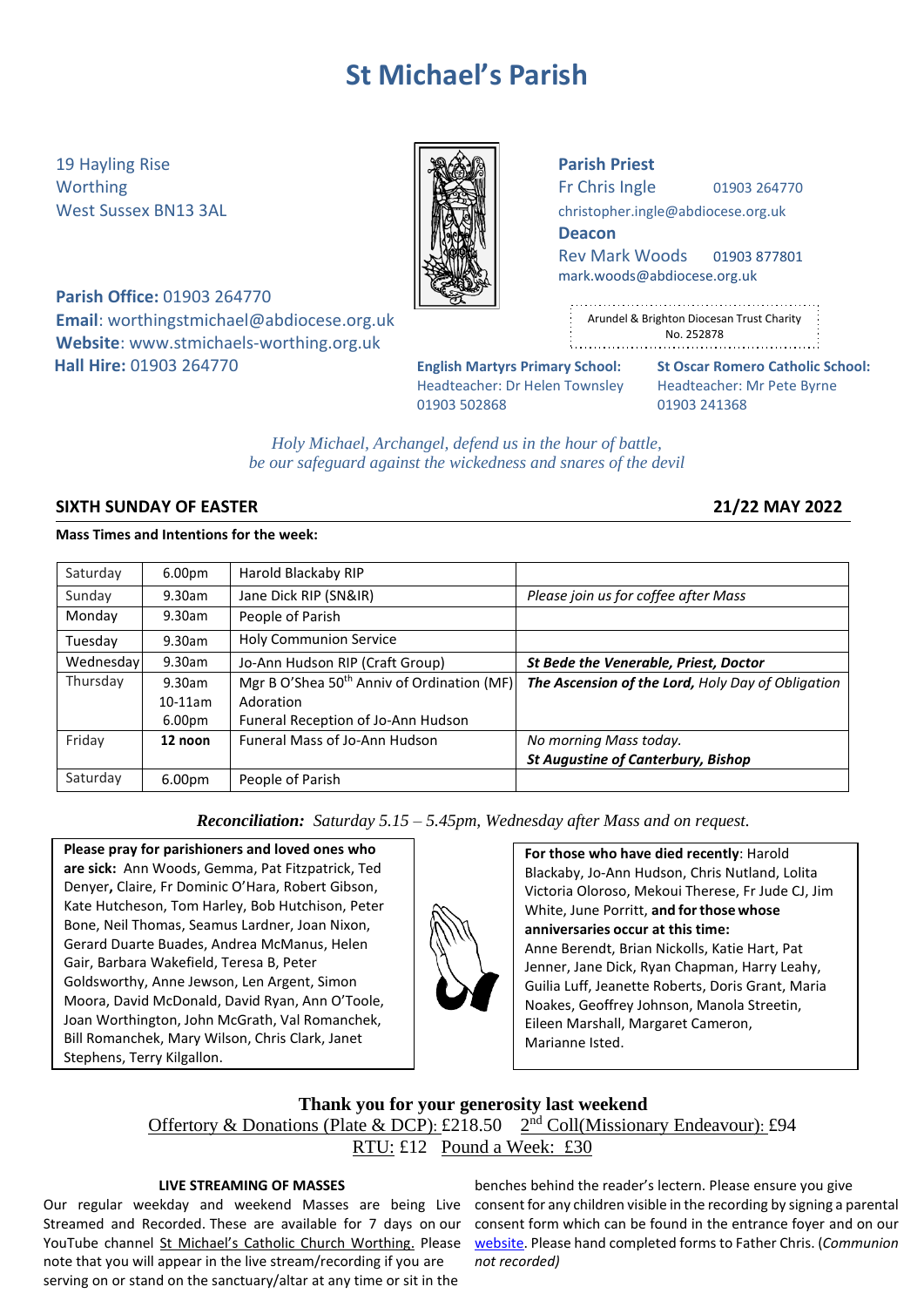# St Michael's Parish

19 Hayling Rise
Worthing
West Sussex BN13 3AL

**Parish Office:** 01903 264770
**Email**: worthingstmichael@abdiocese.org.uk
**Website**: www.stmichaels-worthing.org.uk
**Hall Hire:** 01903 264770

**Parish Priest**
Fr Chris Ingle 01903 264770
christopher.ingle@abdiocese.org.uk
**Deacon**
Rev Mark Woods 01903 877801
mark.woods@abdiocese.org.uk

Arundel & Brighton Diocesan Trust Charity No. 252878

**English Martyrs Primary School:**
Headteacher: Dr Helen Townsley
01903 502868

**St Oscar Romero Catholic School:**
Headteacher: Mr Pete Byrne
01903 241368

*Holy Michael, Archangel, defend us in the hour of battle,*
*be our safeguard against the wickedness and snares of the devil*

## SIXTH SUNDAY OF EASTER — 21/22 MAY 2022

**Mass Times and Intentions for the week:**

| | | | |
|---|---|---|---|
| Saturday | 6.00pm | Harold Blackaby RIP | |
| Sunday | 9.30am | Jane Dick RIP (SN&IR) | *Please join us for coffee after Mass* |
| Monday | 9.30am | People of Parish | |
| Tuesday | 9.30am | Holy Communion Service | |
| Wednesday | 9.30am | Jo-Ann Hudson RIP (Craft Group) | ***St Bede the Venerable, Priest, Doctor*** |
| Thursday | 9.30am<br>10-11am<br>6.00pm | Mgr B O'Shea 50th Anniv of Ordination (MF)<br>Adoration<br>Funeral Reception of Jo-Ann Hudson | ***The Ascension of the Lord,** Holy Day of Obligation* |
| Friday | **12 noon** | Funeral Mass of Jo-Ann Hudson | *No morning Mass today.*<br>***St Augustine of Canterbury, Bishop*** |
| Saturday | 6.00pm | People of Parish | |

***Reconciliation:*** *Saturday 5.15 – 5.45pm, Wednesday after Mass and on request.*

**Please pray for parishioners and loved ones who are sick:** Ann Woods, Gemma, Pat Fitzpatrick, Ted Denyer**,** Claire, Fr Dominic O'Hara, Robert Gibson, Kate Hutcheson, Tom Harley, Bob Hutchison, Peter Bone, Neil Thomas, Seamus Lardner, Joan Nixon, Gerard Duarte Buades, Andrea McManus, Helen Gair, Barbara Wakefield, Teresa B, Peter Goldsworthy, Anne Jewson, Len Argent, Simon Moora, David McDonald, David Ryan, Ann O'Toole, Joan Worthington, John McGrath, Val Romanchek, Bill Romanchek, Mary Wilson, Chris Clark, Janet Stephens, Terry Kilgallon.

**For those who have died recently**: Harold Blackaby, Jo-Ann Hudson, Chris Nutland, Lolita Victoria Oloroso, Mekoui Therese, Fr Jude CJ, Jim White, June Porritt, **and for those whose anniversaries occur at this time:**
Anne Berendt, Brian Nickolls, Katie Hart, Pat Jenner, Jane Dick, Ryan Chapman, Harry Leahy, Guilia Luff, Jeanette Roberts, Doris Grant, Maria Noakes, Geoffrey Johnson, Manola Streetin, Eileen Marshall, Margaret Cameron, Marianne Isted.

**Thank you for your generosity last weekend**
Offertory & Donations (Plate & DCP): £218.50 2nd Coll(Missionary Endeavour): £94
RTU: £12 Pound a Week: £30

**LIVE STREAMING OF MASSES**

Our regular weekday and weekend Masses are being Live Streamed and Recorded. These are available for 7 days on our YouTube channel St Michael's Catholic Church Worthing. Please note that you will appear in the live stream/recording if you are serving on or stand on the sanctuary/altar at any time or sit in the benches behind the reader's lectern. Please ensure you give consent for any children visible in the recording by signing a parental consent form which can be found in the entrance foyer and on our website. Please hand completed forms to Father Chris. (*Communion not recorded)*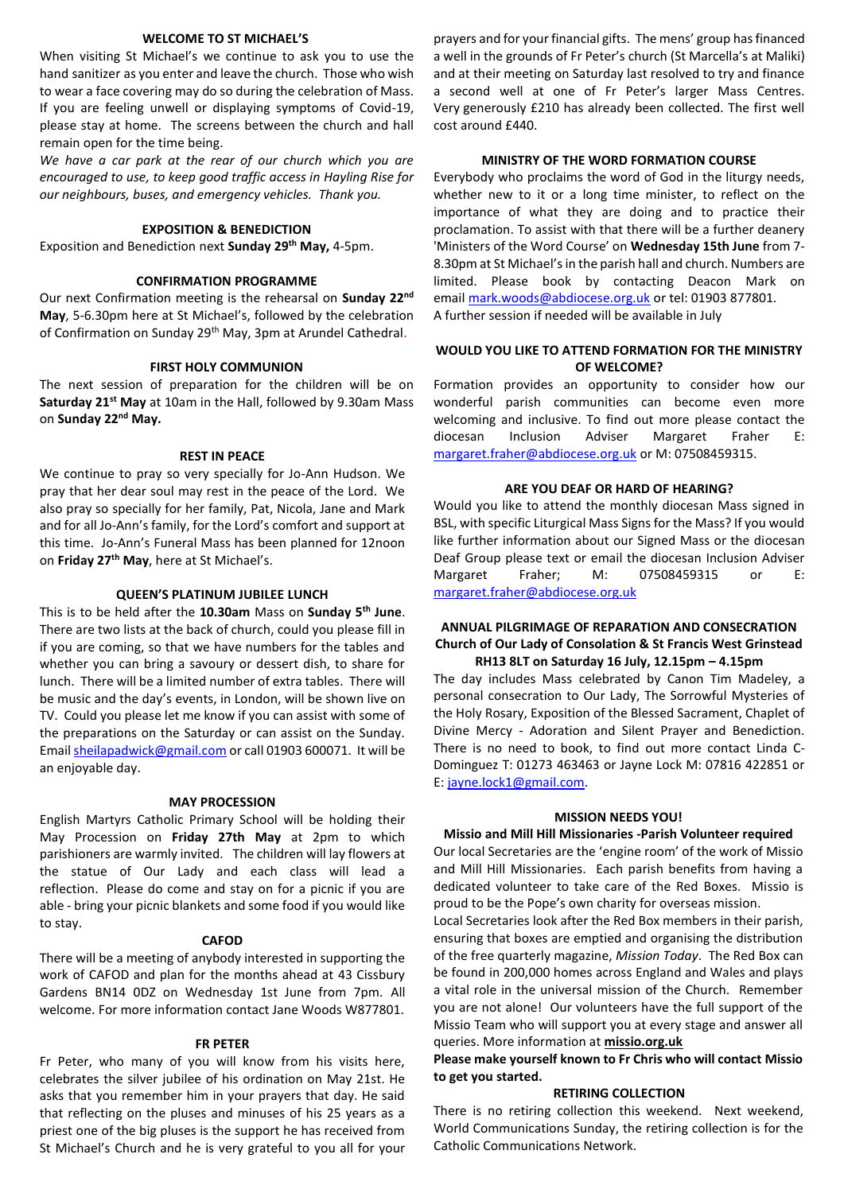## WELCOME TO ST MICHAEL'S

When visiting St Michael's we continue to ask you to use the hand sanitizer as you enter and leave the church. Those who wish to wear a face covering may do so during the celebration of Mass. If you are feeling unwell or displaying symptoms of Covid-19, please stay at home. The screens between the church and hall remain open for the time being.

*We have a car park at the rear of our church which you are encouraged to use, to keep good traffic access in Hayling Rise for our neighbours, buses, and emergency vehicles. Thank you.*

## EXPOSITION & BENEDICTION

Exposition and Benediction next **Sunday 29th May,** 4-5pm.

## CONFIRMATION PROGRAMME

Our next Confirmation meeting is the rehearsal on **Sunday 22nd May**, 5-6.30pm here at St Michael's, followed by the celebration of Confirmation on Sunday 29th May, 3pm at Arundel Cathedral.

## FIRST HOLY COMMUNION

The next session of preparation for the children will be on **Saturday 21st May** at 10am in the Hall, followed by 9.30am Mass on **Sunday 22nd May.**

## REST IN PEACE

We continue to pray so very specially for Jo-Ann Hudson. We pray that her dear soul may rest in the peace of the Lord. We also pray so specially for her family, Pat, Nicola, Jane and Mark and for all Jo-Ann's family, for the Lord's comfort and support at this time. Jo-Ann's Funeral Mass has been planned for 12noon on **Friday 27th May**, here at St Michael's.

## QUEEN'S PLATINUM JUBILEE LUNCH

This is to be held after the **10.30am** Mass on **Sunday 5th June**. There are two lists at the back of church, could you please fill in if you are coming, so that we have numbers for the tables and whether you can bring a savoury or dessert dish, to share for lunch. There will be a limited number of extra tables. There will be music and the day's events, in London, will be shown live on TV. Could you please let me know if you can assist with some of the preparations on the Saturday or can assist on the Sunday. Email sheilapadwick@gmail.com or call 01903 600071. It will be an enjoyable day.

## MAY PROCESSION

English Martyrs Catholic Primary School will be holding their May Procession on **Friday 27th May** at 2pm to which parishioners are warmly invited. The children will lay flowers at the statue of Our Lady and each class will lead a reflection. Please do come and stay on for a picnic if you are able - bring your picnic blankets and some food if you would like to stay.

## CAFOD

There will be a meeting of anybody interested in supporting the work of CAFOD and plan for the months ahead at 43 Cissbury Gardens BN14 0DZ on Wednesday 1st June from 7pm. All welcome. For more information contact Jane Woods W877801.

## FR PETER

Fr Peter, who many of you will know from his visits here, celebrates the silver jubilee of his ordination on May 21st. He asks that you remember him in your prayers that day. He said that reflecting on the pluses and minuses of his 25 years as a priest one of the big pluses is the support he has received from St Michael's Church and he is very grateful to you all for your prayers and for your financial gifts. The mens' group has financed a well in the grounds of Fr Peter's church (St Marcella's at Maliki) and at their meeting on Saturday last resolved to try and finance a second well at one of Fr Peter's larger Mass Centres. Very generously £210 has already been collected. The first well cost around £440.

## MINISTRY OF THE WORD FORMATION COURSE

Everybody who proclaims the word of God in the liturgy needs, whether new to it or a long time minister, to reflect on the importance of what they are doing and to practice their proclamation. To assist with that there will be a further deanery 'Ministers of the Word Course' on **Wednesday 15th June** from 7-8.30pm at St Michael's in the parish hall and church. Numbers are limited. Please book by contacting Deacon Mark on email mark.woods@abdiocese.org.uk or tel: 01903 877801.
A further session if needed will be available in July

## WOULD YOU LIKE TO ATTEND FORMATION FOR THE MINISTRY OF WELCOME?

Formation provides an opportunity to consider how our wonderful parish communities can become even more welcoming and inclusive. To find out more please contact the diocesan Inclusion Adviser Margaret Fraher E: margaret.fraher@abdiocese.org.uk or M: 07508459315.

## ARE YOU DEAF OR HARD OF HEARING?

Would you like to attend the monthly diocesan Mass signed in BSL, with specific Liturgical Mass Signs for the Mass? If you would like further information about our Signed Mass or the diocesan Deaf Group please text or email the diocesan Inclusion Adviser Margaret Fraher; M: 07508459315 or E: margaret.fraher@abdiocese.org.uk

## ANNUAL PILGRIMAGE OF REPARATION AND CONSECRATION
**Church of Our Lady of Consolation & St Francis West Grinstead RH13 8LT on Saturday 16 July, 12.15pm – 4.15pm**

The day includes Mass celebrated by Canon Tim Madeley, a personal consecration to Our Lady, The Sorrowful Mysteries of the Holy Rosary, Exposition of the Blessed Sacrament, Chaplet of Divine Mercy - Adoration and Silent Prayer and Benediction. There is no need to book, to find out more contact Linda C-Dominguez T: 01273 463463 or Jayne Lock M: 07816 422851 or E: jayne.lock1@gmail.com.

## MISSION NEEDS YOU!
**Missio and Mill Hill Missionaries -Parish Volunteer required**

Our local Secretaries are the 'engine room' of the work of Missio and Mill Hill Missionaries. Each parish benefits from having a dedicated volunteer to take care of the Red Boxes. Missio is proud to be the Pope's own charity for overseas mission.

Local Secretaries look after the Red Box members in their parish, ensuring that boxes are emptied and organising the distribution of the free quarterly magazine, *Mission Today*. The Red Box can be found in 200,000 homes across England and Wales and plays a vital role in the universal mission of the Church. Remember you are not alone! Our volunteers have the full support of the Missio Team who will support you at every stage and answer all queries. More information at **missio.org.uk**

**Please make yourself known to Fr Chris who will contact Missio to get you started.**

## RETIRING COLLECTION

There is no retiring collection this weekend. Next weekend, World Communications Sunday, the retiring collection is for the Catholic Communications Network.